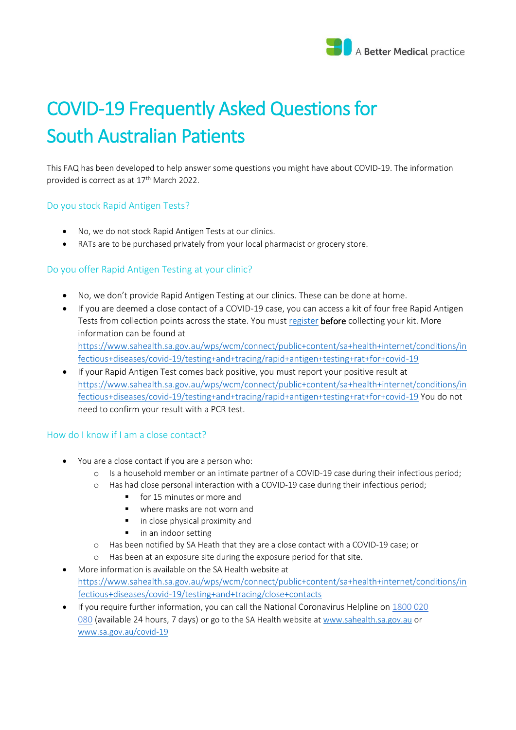# COVID-19 Frequently Asked Questions for South Australian Patients

This FAQ has been developed to help answer some questions you might have about COVID-19. The information provided is correct as at 17th March 2022.

## Do you stock Rapid Antigen Tests?

- No, we do not stock Rapid Antigen Tests at our clinics.
- RATs are to be purchased privately from your local pharmacist or grocery store.

## Do you offer Rapid Antigen Testing at your clinic?

- No, we don't provide Rapid Antigen Testing at our clinics. These can be done at home.
- If you are deemed a close contact of a COVID-19 case, you can access a kit of four free Rapid Antigen Tests from collection points across the state. You must register **before** collecting your kit. More information can be found at https://www.sahealth.sa.gov.au/wps/wcm/connect/public+content/sa+health+internet/conditions/infectious+diseases/covid-19/testing+and+tracing/rapid+antigen+testing+rat+for+covid-19
- If your Rapid Antigen Test comes back positive, you must report your positive result at https://www.sahealth.sa.gov.au/wps/wcm/connect/public+content/sa+health+internet/conditions/infectious+diseases/covid-19/testing+and+tracing/rapid+antigen+testing+rat+for+covid-19 You do not need to confirm your result with a PCR test.

## How do I know if I am a close contact?

- You are a close contact if you are a person who:
  - Is a household member or an intimate partner of a COVID-19 case during their infectious period;
  - Has had close personal interaction with a COVID-19 case during their infectious period;
    - for 15 minutes or more and
    - where masks are not worn and
    - in close physical proximity and
    - in an indoor setting
  - Has been notified by SA Heath that they are a close contact with a COVID-19 case; or
  - Has been at an exposure site during the exposure period for that site.
- More information is available on the SA Health website at https://www.sahealth.sa.gov.au/wps/wcm/connect/public+content/sa+health+internet/conditions/infectious+diseases/covid-19/testing+and+tracing/close+contacts
- If you require further information, you can call the National Coronavirus Helpline on 1800 020 080 (available 24 hours, 7 days) or go to the SA Health website at www.sahealth.sa.gov.au or www.sa.gov.au/covid-19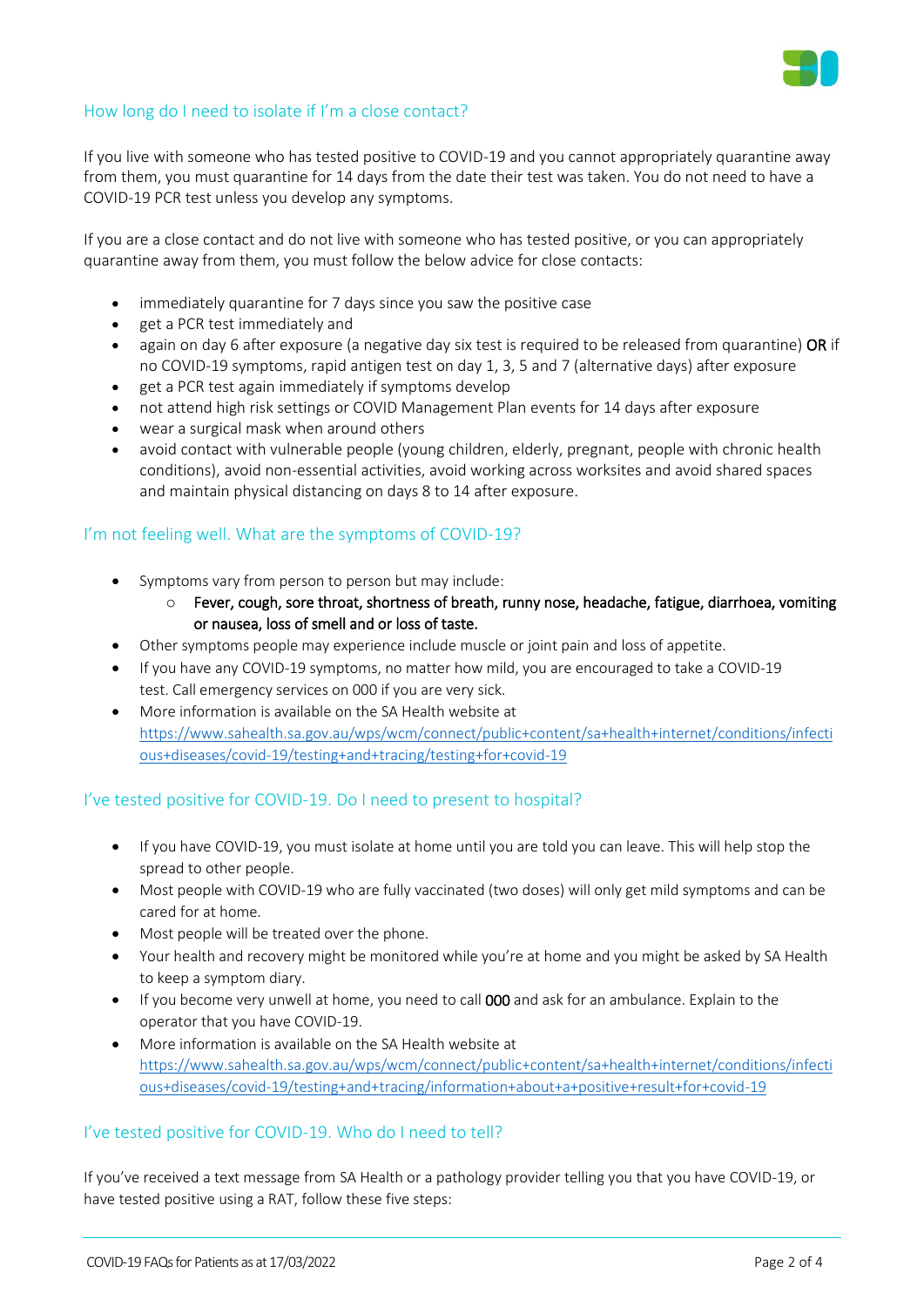## How long do I need to isolate if I'm a close contact?

If you live with someone who has tested positive to COVID-19 and you cannot appropriately quarantine away from them, you must quarantine for 14 days from the date their test was taken. You do not need to have a COVID-19 PCR test unless you develop any symptoms.

If you are a close contact and do not live with someone who has tested positive, or you can appropriately quarantine away from them, you must follow the below advice for close contacts:

- immediately quarantine for 7 days since you saw the positive case
- get a PCR test immediately and
- again on day 6 after exposure (a negative day six test is required to be released from quarantine) **OR** if no COVID-19 symptoms, rapid antigen test on day 1, 3, 5 and 7 (alternative days) after exposure
- get a PCR test again immediately if symptoms develop
- not attend high risk settings or COVID Management Plan events for 14 days after exposure
- wear a surgical mask when around others
- avoid contact with vulnerable people (young children, elderly, pregnant, people with chronic health conditions), avoid non-essential activities, avoid working across worksites and avoid shared spaces and maintain physical distancing on days 8 to 14 after exposure.

## I'm not feeling well. What are the symptoms of COVID-19?

- Symptoms vary from person to person but may include:
  - **Fever, cough, sore throat, shortness of breath, runny nose, headache, fatigue, diarrhoea, vomiting or nausea, loss of smell and or loss of taste.**
- Other symptoms people may experience include muscle or joint pain and loss of appetite.
- If you have any COVID-19 symptoms, no matter how mild, you are encouraged to take a COVID-19 test. Call emergency services on 000 if you are very sick.
- More information is available on the SA Health website at https://www.sahealth.sa.gov.au/wps/wcm/connect/public+content/sa+health+internet/conditions/infectious+diseases/covid-19/testing+and+tracing/testing+for+covid-19

## I've tested positive for COVID-19. Do I need to present to hospital?

- If you have COVID-19, you must isolate at home until you are told you can leave. This will help stop the spread to other people.
- Most people with COVID-19 who are fully vaccinated (two doses) will only get mild symptoms and can be cared for at home.
- Most people will be treated over the phone.
- Your health and recovery might be monitored while you're at home and you might be asked by SA Health to keep a symptom diary.
- If you become very unwell at home, you need to call **000** and ask for an ambulance. Explain to the operator that you have COVID-19.
- More information is available on the SA Health website at https://www.sahealth.sa.gov.au/wps/wcm/connect/public+content/sa+health+internet/conditions/infectious+diseases/covid-19/testing+and+tracing/information+about+a+positive+result+for+covid-19

## I've tested positive for COVID-19. Who do I need to tell?

If you've received a text message from SA Health or a pathology provider telling you that you have COVID-19, or have tested positive using a RAT, follow these five steps: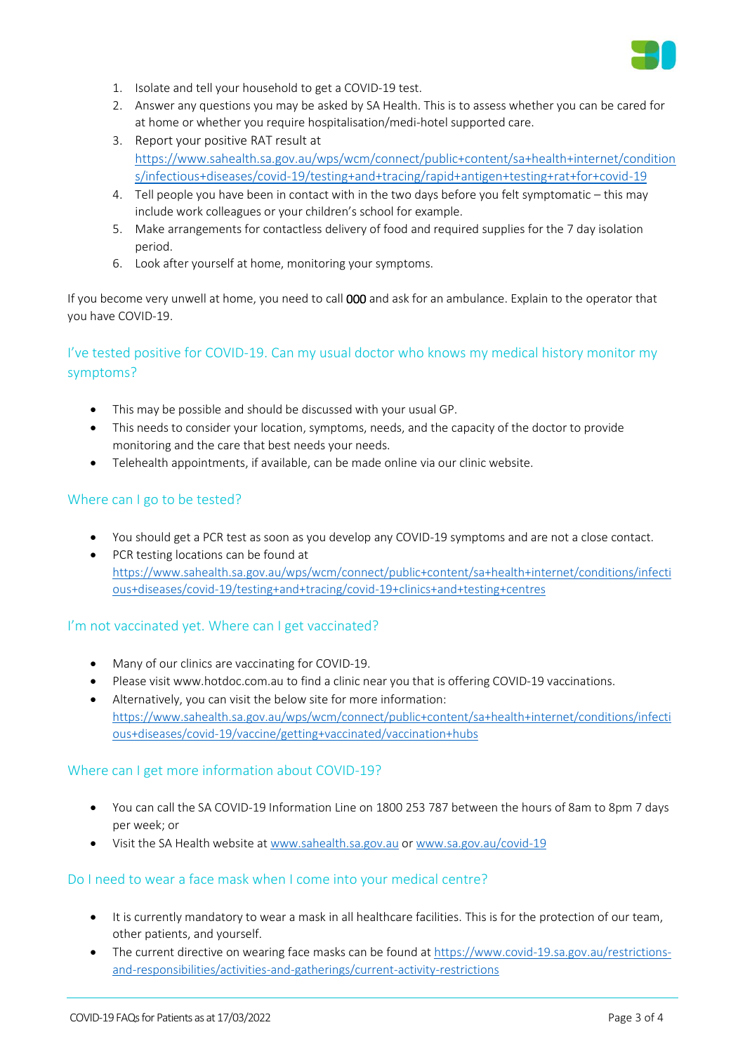1. Isolate and tell your household to get a COVID-19 test.
2. Answer any questions you may be asked by SA Health. This is to assess whether you can be cared for at home or whether you require hospitalisation/medi-hotel supported care.
3. Report your positive RAT result at https://www.sahealth.sa.gov.au/wps/wcm/connect/public+content/sa+health+internet/conditions/infectious+diseases/covid-19/testing+and+tracing/rapid+antigen+testing+rat+for+covid-19
4. Tell people you have been in contact with in the two days before you felt symptomatic – this may include work colleagues or your children's school for example.
5. Make arrangements for contactless delivery of food and required supplies for the 7 day isolation period.
6. Look after yourself at home, monitoring your symptoms.

If you become very unwell at home, you need to call 000 and ask for an ambulance. Explain to the operator that you have COVID-19.

## I've tested positive for COVID-19. Can my usual doctor who knows my medical history monitor my symptoms?

- This may be possible and should be discussed with your usual GP.
- This needs to consider your location, symptoms, needs, and the capacity of the doctor to provide monitoring and the care that best needs your needs.
- Telehealth appointments, if available, can be made online via our clinic website.

## Where can I go to be tested?

- You should get a PCR test as soon as you develop any COVID-19 symptoms and are not a close contact.
- PCR testing locations can be found at https://www.sahealth.sa.gov.au/wps/wcm/connect/public+content/sa+health+internet/conditions/infectious+diseases/covid-19/testing+and+tracing/covid-19+clinics+and+testing+centres

## I'm not vaccinated yet. Where can I get vaccinated?

- Many of our clinics are vaccinating for COVID-19.
- Please visit www.hotdoc.com.au to find a clinic near you that is offering COVID-19 vaccinations.
- Alternatively, you can visit the below site for more information: https://www.sahealth.sa.gov.au/wps/wcm/connect/public+content/sa+health+internet/conditions/infectious+diseases/covid-19/vaccine/getting+vaccinated/vaccination+hubs

## Where can I get more information about COVID-19?

- You can call the SA COVID-19 Information Line on 1800 253 787 between the hours of 8am to 8pm 7 days per week; or
- Visit the SA Health website at www.sahealth.sa.gov.au or www.sa.gov.au/covid-19

## Do I need to wear a face mask when I come into your medical centre?

- It is currently mandatory to wear a mask in all healthcare facilities. This is for the protection of our team, other patients, and yourself.
- The current directive on wearing face masks can be found at https://www.covid-19.sa.gov.au/restrictions-and-responsibilities/activities-and-gatherings/current-activity-restrictions

COVID-19 FAQs for Patients as at 17/03/2022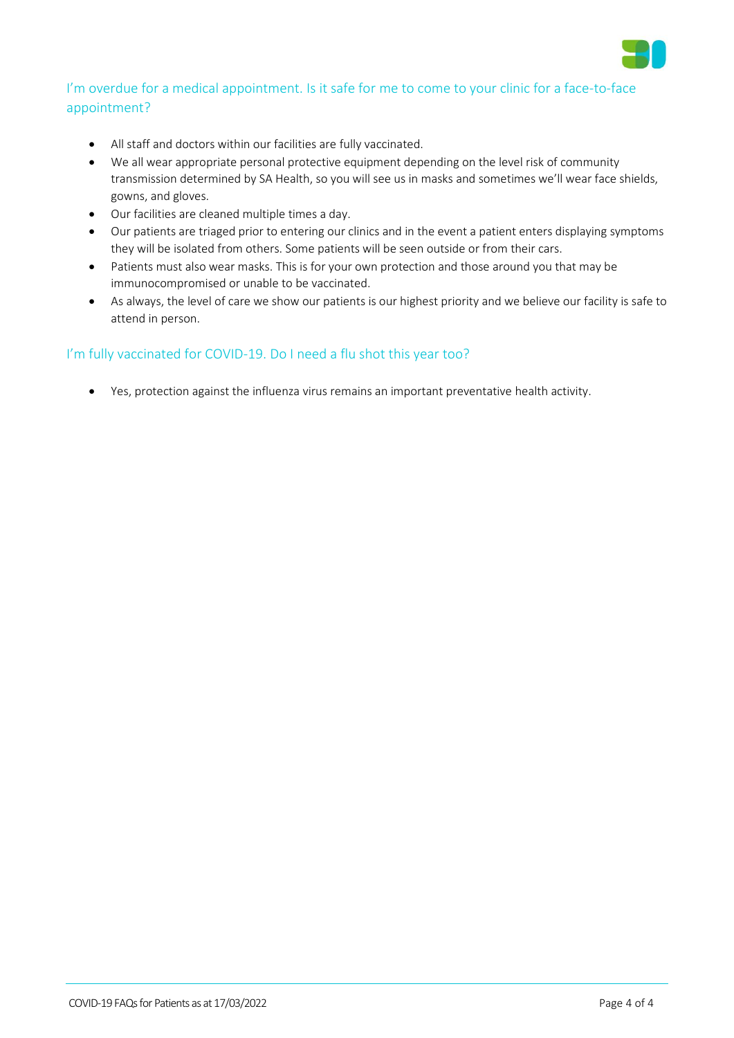## I'm overdue for a medical appointment. Is it safe for me to come to your clinic for a face-to-face appointment?

- All staff and doctors within our facilities are fully vaccinated.
- We all wear appropriate personal protective equipment depending on the level risk of community transmission determined by SA Health, so you will see us in masks and sometimes we'll wear face shields, gowns, and gloves.
- Our facilities are cleaned multiple times a day.
- Our patients are triaged prior to entering our clinics and in the event a patient enters displaying symptoms they will be isolated from others. Some patients will be seen outside or from their cars.
- Patients must also wear masks. This is for your own protection and those around you that may be immunocompromised or unable to be vaccinated.
- As always, the level of care we show our patients is our highest priority and we believe our facility is safe to attend in person.

## I'm fully vaccinated for COVID-19. Do I need a flu shot this year too?

- Yes, protection against the influenza virus remains an important preventative health activity.